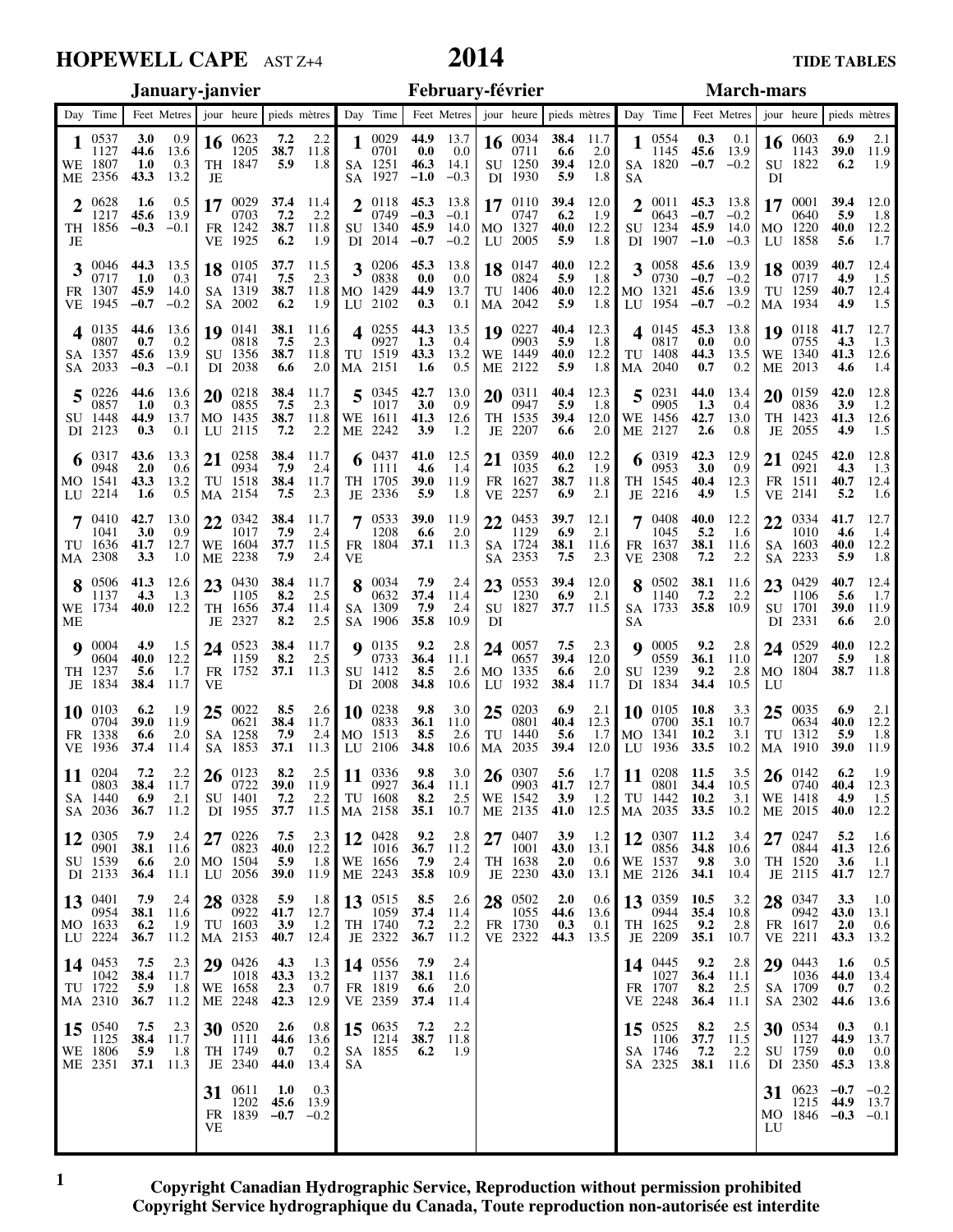# HOPEWELL CAPE AST Z+4

## 2014

### TIDE TABLES

## January-janvier

| Day / jour | Time / heure | Feet / pieds | Metres / mètres |
|---|---|---|---|
| 1 WE ME | 0537 | 3.0 | 0.9 |
| | 1127 | 44.6 | 13.6 |
| | 1807 | 1.0 | 0.3 |
| | 2356 | 43.3 | 13.2 |
| 2 TH JE | 0628 | 1.6 | 0.5 |
| | 1217 | 45.6 | 13.9 |
| | 1856 | −0.3 | −0.1 |
| 3 FR VE | 0046 | 44.3 | 13.5 |
| | 0717 | 1.0 | 0.3 |
| | 1307 | 45.9 | 14.0 |
| | 1945 | −0.7 | −0.2 |
| 4 SA SA | 0135 | 44.6 | 13.6 |
| | 0807 | 0.7 | 0.2 |
| | 1357 | 45.6 | 13.9 |
| | 2033 | −0.3 | −0.1 |
| 5 SU DI | 0226 | 44.6 | 13.6 |
| | 0857 | 1.0 | 0.3 |
| | 1448 | 44.9 | 13.7 |
| | 2123 | 0.3 | 0.1 |
| 6 MO LU | 0317 | 43.6 | 13.3 |
| | 0948 | 2.0 | 0.6 |
| | 1541 | 43.3 | 13.2 |
| | 2214 | 1.6 | 0.5 |
| 7 TU MA | 0410 | 42.7 | 13.0 |
| | 1041 | 3.0 | 0.9 |
| | 1636 | 41.7 | 12.7 |
| | 2308 | 3.3 | 1.0 |
| 8 WE ME | 0506 | 41.3 | 12.6 |
| | 1137 | 4.3 | 1.3 |
| | 1734 | 40.0 | 12.2 |
| 9 TH JE | 0004 | 4.9 | 1.5 |
| | 0604 | 40.0 | 12.2 |
| | 1237 | 5.6 | 1.7 |
| | 1834 | 38.4 | 11.7 |
| 10 FR VE | 0103 | 6.2 | 1.9 |
| | 0704 | 39.0 | 11.9 |
| | 1338 | 6.6 | 2.0 |
| | 1936 | 37.4 | 11.4 |
| 11 SA SA | 0204 | 7.2 | 2.2 |
| | 0803 | 38.4 | 11.7 |
| | 1440 | 6.9 | 2.1 |
| | 2036 | 36.7 | 11.2 |
| 12 SU DI | 0305 | 7.9 | 2.4 |
| | 0901 | 38.1 | 11.6 |
| | 1539 | 6.6 | 2.0 |
| | 2133 | 36.4 | 11.1 |
| 13 MO LU | 0401 | 7.9 | 2.4 |
| | 0954 | 38.1 | 11.6 |
| | 1633 | 6.2 | 1.9 |
| | 2224 | 36.7 | 11.2 |
| 14 TU MA | 0453 | 7.5 | 2.3 |
| | 1042 | 38.4 | 11.7 |
| | 1722 | 5.9 | 1.8 |
| | 2310 | 36.7 | 11.2 |
| 15 WE ME | 0540 | 7.5 | 2.3 |
| | 1125 | 38.4 | 11.7 |
| | 1806 | 5.9 | 1.8 |
| | 2351 | 37.1 | 11.3 |
| 16 TH JE | 0623 | 7.2 | 2.2 |
| | 1205 | 38.7 | 11.8 |
| | 1847 | 5.9 | 1.8 |
| 17 FR VE | 0029 | 37.4 | 11.4 |
| | 0703 | 7.2 | 2.2 |
| | 1242 | 38.7 | 11.8 |
| | 1925 | 6.2 | 1.9 |
| 18 SA SA | 0105 | 37.7 | 11.5 |
| | 0741 | 7.5 | 2.3 |
| | 1319 | 38.7 | 11.8 |
| | 2002 | 6.2 | 1.9 |
| 19 SU DI | 0141 | 38.1 | 11.6 |
| | 0818 | 7.5 | 2.3 |
| | 1356 | 38.7 | 11.8 |
| | 2038 | 6.6 | 2.0 |
| 20 MO LU | 0218 | 38.4 | 11.7 |
| | 0855 | 7.5 | 2.3 |
| | 1435 | 38.7 | 11.8 |
| | 2115 | 7.2 | 2.2 |
| 21 TU MA | 0258 | 38.4 | 11.7 |
| | 0934 | 7.9 | 2.4 |
| | 1518 | 38.4 | 11.7 |
| | 2154 | 7.5 | 2.3 |
| 22 WE ME | 0342 | 38.4 | 11.7 |
| | 1017 | 7.9 | 2.4 |
| | 1604 | 37.7 | 11.5 |
| | 2238 | 7.9 | 2.4 |
| 23 TH JE | 0430 | 38.4 | 11.7 |
| | 1105 | 8.2 | 2.5 |
| | 1656 | 37.4 | 11.4 |
| | 2327 | 8.2 | 2.5 |
| 24 FR VE | 0523 | 38.4 | 11.7 |
| | 1159 | 8.2 | 2.5 |
| | 1752 | 37.1 | 11.3 |
| 25 SA SA | 0022 | 8.5 | 2.6 |
| | 0621 | 38.4 | 11.7 |
| | 1258 | 7.9 | 2.4 |
| | 1853 | 37.1 | 11.3 |
| 26 SU DI | 0123 | 8.2 | 2.5 |
| | 0722 | 39.0 | 11.9 |
| | 1401 | 7.2 | 2.2 |
| | 1955 | 37.7 | 11.5 |
| 27 MO LU | 0226 | 7.5 | 2.3 |
| | 0823 | 40.0 | 12.2 |
| | 1504 | 5.9 | 1.8 |
| | 2056 | 39.0 | 11.9 |
| 28 TU MA | 0328 | 5.9 | 1.8 |
| | 0922 | 41.7 | 12.7 |
| | 1603 | 3.9 | 1.2 |
| | 2153 | 40.7 | 12.4 |
| 29 WE ME | 0426 | 4.3 | 1.3 |
| | 1018 | 43.3 | 13.2 |
| | 1658 | 2.3 | 0.7 |
| | 2248 | 42.3 | 12.9 |
| 30 TH JE | 0520 | 2.6 | 0.8 |
| | 1111 | 44.6 | 13.6 |
| | 1749 | 0.7 | 0.2 |
| | 2340 | 44.0 | 13.4 |
| 31 FR VE | 0611 | 1.0 | 0.3 |
| | 1202 | 45.6 | 13.9 |
| | 1839 | −0.7 | −0.2 |

## February-février

| Day / jour | Time / heure | Feet / pieds | Metres / mètres |
|---|---|---|---|
| 1 SA SA | 0029 | 44.9 | 13.7 |
| | 0701 | 0.0 | 0.0 |
| | 1251 | 46.3 | 14.1 |
| | 1927 | −1.0 | −0.3 |
| 2 SU DI | 0118 | 45.3 | 13.8 |
| | 0749 | −0.3 | −0.1 |
| | 1340 | 45.9 | 14.0 |
| | 2014 | −0.7 | −0.2 |
| 3 MO LU | 0206 | 45.3 | 13.8 |
| | 0838 | 0.0 | 0.0 |
| | 1429 | 44.9 | 13.7 |
| | 2102 | 0.3 | 0.1 |
| 4 TU MA | 0255 | 44.3 | 13.5 |
| | 0927 | 1.3 | 0.4 |
| | 1519 | 43.3 | 13.2 |
| | 2151 | 1.6 | 0.5 |
| 5 WE ME | 0345 | 42.7 | 13.0 |
| | 1017 | 3.0 | 0.9 |
| | 1611 | 41.3 | 12.6 |
| | 2242 | 3.9 | 1.2 |
| 6 TH JE | 0437 | 41.0 | 12.5 |
| | 1111 | 4.6 | 1.4 |
| | 1705 | 39.0 | 11.9 |
| | 2336 | 5.9 | 1.8 |
| 7 FR VE | 0533 | 39.0 | 11.9 |
| | 1208 | 6.6 | 2.0 |
| | 1804 | 37.1 | 11.3 |
| 8 SA SA | 0034 | 7.9 | 2.4 |
| | 0632 | 37.4 | 11.4 |
| | 1309 | 7.9 | 2.4 |
| | 1906 | 35.8 | 10.9 |
| 9 SU DI | 0135 | 9.2 | 2.8 |
| | 0733 | 36.4 | 11.1 |
| | 1412 | 8.5 | 2.6 |
| | 2008 | 34.8 | 10.6 |
| 10 MO LU | 0238 | 9.8 | 3.0 |
| | 0833 | 36.1 | 11.0 |
| | 1513 | 8.5 | 2.6 |
| | 2106 | 34.8 | 10.6 |
| 11 TU MA | 0336 | 9.8 | 3.0 |
| | 0927 | 36.4 | 11.1 |
| | 1608 | 8.2 | 2.5 |
| | 2158 | 35.1 | 10.7 |
| 12 WE ME | 0428 | 9.2 | 2.8 |
| | 1016 | 36.7 | 11.2 |
| | 1656 | 7.9 | 2.4 |
| | 2243 | 35.8 | 10.9 |
| 13 TH JE | 0515 | 8.5 | 2.6 |
| | 1059 | 37.4 | 11.4 |
| | 1740 | 7.2 | 2.2 |
| | 2322 | 36.7 | 11.2 |
| 14 FR VE | 0556 | 7.9 | 2.4 |
| | 1137 | 38.1 | 11.6 |
| | 1819 | 6.6 | 2.0 |
| | 2359 | 37.4 | 11.4 |
| 15 SA SA | 0635 | 7.2 | 2.2 |
| | 1214 | 38.7 | 11.8 |
| | 1855 | 6.2 | 1.9 |
| 16 SU DI | 0034 | 38.4 | 11.7 |
| | 0711 | 6.6 | 2.0 |
| | 1250 | 39.4 | 12.0 |
| | 1930 | 5.9 | 1.8 |
| 17 MO LU | 0110 | 39.4 | 12.0 |
| | 0747 | 6.2 | 1.9 |
| | 1327 | 40.0 | 12.2 |
| | 2005 | 5.9 | 1.8 |
| 18 TU MA | 0147 | 40.0 | 12.2 |
| | 0824 | 5.9 | 1.8 |
| | 1406 | 40.0 | 12.2 |
| | 2042 | 5.9 | 1.8 |
| 19 WE ME | 0227 | 40.4 | 12.3 |
| | 0903 | 5.9 | 1.8 |
| | 1449 | 40.0 | 12.2 |
| | 2122 | 5.9 | 1.8 |
| 20 TH JE | 0311 | 40.4 | 12.3 |
| | 0947 | 5.9 | 1.8 |
| | 1535 | 39.4 | 12.0 |
| | 2207 | 6.6 | 2.0 |
| 21 FR VE | 0359 | 40.0 | 12.2 |
| | 1035 | 6.2 | 1.9 |
| | 1627 | 38.7 | 11.8 |
| | 2257 | 6.9 | 2.1 |
| 22 SA SA | 0453 | 39.7 | 12.1 |
| | 1129 | 6.9 | 2.1 |
| | 1724 | 38.1 | 11.6 |
| | 2353 | 7.5 | 2.3 |
| 23 SU DI | 0553 | 39.4 | 12.0 |
| | 1230 | 6.9 | 2.1 |
| | 1827 | 37.7 | 11.5 |
| 24 MO LU | 0057 | 7.5 | 2.3 |
| | 0657 | 39.4 | 12.0 |
| | 1335 | 6.6 | 2.0 |
| | 1932 | 38.4 | 11.7 |
| 25 TU MA | 0203 | 6.9 | 2.1 |
| | 0801 | 40.4 | 12.3 |
| | 1440 | 5.6 | 1.7 |
| | 2035 | 39.4 | 12.0 |
| 26 WE ME | 0307 | 5.6 | 1.7 |
| | 0903 | 41.7 | 12.7 |
| | 1542 | 3.9 | 1.2 |
| | 2135 | 41.0 | 12.5 |
| 27 TH JE | 0407 | 3.9 | 1.2 |
| | 1001 | 43.0 | 13.1 |
| | 1638 | 2.0 | 0.6 |
| | 2230 | 43.0 | 13.1 |
| 28 FR VE | 0502 | 2.0 | 0.6 |
| | 1055 | 44.6 | 13.6 |
| | 1730 | 0.3 | 0.1 |
| | 2322 | 44.3 | 13.5 |

## March-mars

| Day / jour | Time / heure | Feet / pieds | Metres / mètres |
|---|---|---|---|
| 1 SA SA | 0554 | 0.3 | 0.1 |
| | 1145 | 45.6 | 13.9 |
| | 1820 | −0.7 | −0.2 |
| 2 SU DI | 0011 | 45.3 | 13.8 |
| | 0643 | −0.7 | −0.2 |
| | 1234 | 45.9 | 14.0 |
| | 1907 | −1.0 | −0.3 |
| 3 MO LU | 0058 | 45.6 | 13.9 |
| | 0730 | −0.7 | −0.2 |
| | 1321 | 45.6 | 13.9 |
| | 1954 | −0.7 | −0.2 |
| 4 TU MA | 0145 | 45.3 | 13.8 |
| | 0817 | 0.0 | 0.0 |
| | 1408 | 44.3 | 13.5 |
| | 2040 | 0.7 | 0.2 |
| 5 WE ME | 0231 | 44.0 | 13.4 |
| | 0905 | 1.3 | 0.4 |
| | 1456 | 42.7 | 13.0 |
| | 2127 | 2.6 | 0.8 |
| 6 TH JE | 0319 | 42.3 | 12.9 |
| | 0953 | 3.0 | 0.9 |
| | 1545 | 40.4 | 12.3 |
| | 2216 | 4.9 | 1.5 |
| 7 FR VE | 0408 | 40.0 | 12.2 |
| | 1045 | 5.2 | 1.6 |
| | 1637 | 38.1 | 11.6 |
| | 2308 | 7.2 | 2.2 |
| 8 SA SA | 0502 | 38.1 | 11.6 |
| | 1140 | 7.2 | 2.2 |
| | 1733 | 35.8 | 10.9 |
| 9 SU DI | 0005 | 9.2 | 2.8 |
| | 0559 | 36.1 | 11.0 |
| | 1239 | 9.2 | 2.8 |
| | 1834 | 34.4 | 10.5 |
| 10 MO LU | 0105 | 10.8 | 3.3 |
| | 0700 | 35.1 | 10.7 |
| | 1341 | 10.2 | 3.1 |
| | 1936 | 33.5 | 10.2 |
| 11 TU MA | 0208 | 11.5 | 3.5 |
| | 0801 | 34.4 | 10.5 |
| | 1442 | 10.2 | 3.1 |
| | 2035 | 33.5 | 10.2 |
| 12 WE ME | 0307 | 11.2 | 3.4 |
| | 0856 | 34.8 | 10.6 |
| | 1537 | 9.8 | 3.0 |
| | 2126 | 34.1 | 10.4 |
| 13 TH JE | 0359 | 10.5 | 3.2 |
| | 0944 | 35.4 | 10.8 |
| | 1625 | 9.2 | 2.8 |
| | 2209 | 35.1 | 10.7 |
| 14 FR VE | 0445 | 9.2 | 2.8 |
| | 1027 | 36.4 | 11.1 |
| | 1707 | 8.2 | 2.5 |
| | 2248 | 36.4 | 11.1 |
| 15 SA SA | 0525 | 8.2 | 2.5 |
| | 1106 | 37.7 | 11.5 |
| | 1746 | 7.2 | 2.2 |
| | 2325 | 38.1 | 11.6 |
| 16 SU DI | 0603 | 6.9 | 2.1 |
| | 1143 | 39.0 | 11.9 |
| | 1822 | 6.2 | 1.9 |
| 17 MO LU | 0001 | 39.4 | 12.0 |
| | 0640 | 5.9 | 1.8 |
| | 1220 | 40.0 | 12.2 |
| | 1858 | 5.6 | 1.7 |
| 18 TU MA | 0039 | 40.7 | 12.4 |
| | 0717 | 4.9 | 1.5 |
| | 1259 | 40.7 | 12.4 |
| | 1934 | 4.9 | 1.5 |
| 19 WE ME | 0118 | 41.7 | 12.7 |
| | 0755 | 4.3 | 1.3 |
| | 1340 | 41.3 | 12.6 |
| | 2013 | 4.6 | 1.4 |
| 20 TH JE | 0159 | 42.0 | 12.8 |
| | 0836 | 3.9 | 1.2 |
| | 1423 | 41.3 | 12.6 |
| | 2055 | 4.9 | 1.5 |
| 21 FR VE | 0245 | 42.0 | 12.8 |
| | 0921 | 4.3 | 1.3 |
| | 1511 | 40.7 | 12.4 |
| | 2141 | 5.2 | 1.6 |
| 22 SA SA | 0334 | 41.7 | 12.7 |
| | 1010 | 4.6 | 1.4 |
| | 1603 | 40.0 | 12.2 |
| | 2233 | 5.9 | 1.8 |
| 23 SU DI | 0429 | 40.7 | 12.4 |
| | 1106 | 5.6 | 1.7 |
| | 1701 | 39.0 | 11.9 |
| | 2331 | 6.6 | 2.0 |
| 24 MO LU | 0529 | 40.0 | 12.2 |
| | 1207 | 5.9 | 1.8 |
| | 1804 | 38.7 | 11.8 |
| 25 TU MA | 0035 | 6.9 | 2.1 |
| | 0634 | 40.0 | 12.2 |
| | 1312 | 5.9 | 1.8 |
| | 1910 | 39.0 | 11.9 |
| 26 WE ME | 0142 | 6.2 | 1.9 |
| | 0740 | 40.4 | 12.3 |
| | 1418 | 4.9 | 1.5 |
| | 2015 | 40.0 | 12.2 |
| 27 TH JE | 0247 | 5.2 | 1.6 |
| | 0844 | 41.3 | 12.6 |
| | 1520 | 3.6 | 1.1 |
| | 2115 | 41.7 | 12.7 |
| 28 FR VE | 0347 | 3.3 | 1.0 |
| | 0942 | 43.0 | 13.1 |
| | 1617 | 2.0 | 0.6 |
| | 2211 | 43.3 | 13.2 |
| 29 SA SA | 0443 | 1.6 | 0.5 |
| | 1036 | 44.0 | 13.4 |
| | 1709 | 0.7 | 0.2 |
| | 2302 | 44.6 | 13.6 |
| 30 SU DI | 0534 | 0.3 | 0.1 |
| | 1127 | 44.9 | 13.7 |
| | 1759 | 0.0 | 0.0 |
| | 2350 | 45.3 | 13.8 |
| 31 MO LU | 0623 | −0.7 | −0.2 |
| | 1215 | 44.9 | 13.7 |
| | 1846 | −0.3 | −0.1 |

**Copyright Canadian Hydrographic Service, Reproduction without permission prohibited**
**Copyright Service hydrographique du Canada, Toute reproduction non-autorisée est interdite**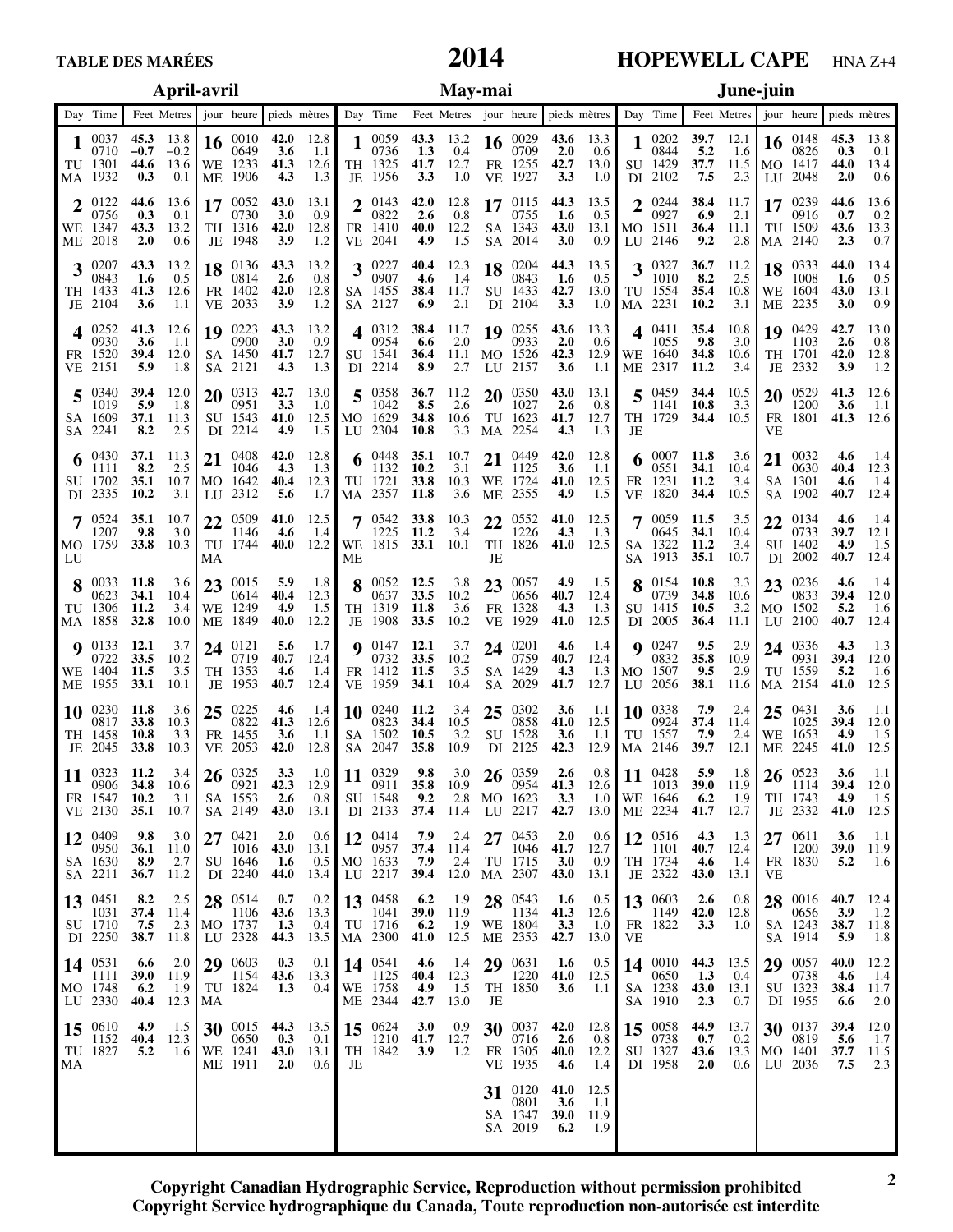# TABLE DES MARÉES — 2014 — HOPEWELL CAPE (HNA Z+4)

## April-avril

| Day | Time | Feet | Metres | jour | heure | pieds | mètres |
|---|---|---|---|---|---|---|---|
| **1** TU MA | 0037 | **45.3** | 13.8 | **16** WE ME | 0010 | **42.0** | 12.8 |
| | 0710 | **−0.7** | −0.2 | | 0649 | **3.6** | 1.1 |
| | 1301 | **44.6** | 13.6 | | 1233 | **41.3** | 12.6 |
| | 1932 | **0.3** | 0.1 | | 1906 | **4.3** | 1.3 |
| **2** WE ME | 0122 | **44.6** | 13.6 | **17** TH JE | 0052 | **43.0** | 13.1 |
| | 0756 | **0.3** | 0.1 | | 0730 | **3.0** | 0.9 |
| | 1347 | **43.3** | 13.2 | | 1316 | **42.0** | 12.8 |
| | 2018 | **2.0** | 0.6 | | 1948 | **3.9** | 1.2 |
| **3** TH JE | 0207 | **43.3** | 13.2 | **18** FR VE | 0136 | **43.3** | 13.2 |
| | 0843 | **1.6** | 0.5 | | 0814 | **2.6** | 0.8 |
| | 1433 | **41.3** | 12.6 | | 1402 | **42.0** | 12.8 |
| | 2104 | **3.6** | 1.1 | | 2033 | **3.9** | 1.2 |
| **4** FR VE | 0252 | **41.3** | 12.6 | **19** SA SA | 0223 | **43.3** | 13.2 |
| | 0930 | **3.6** | 1.1 | | 0900 | **3.0** | 0.9 |
| | 1520 | **39.4** | 12.0 | | 1450 | **41.7** | 12.7 |
| | 2151 | **5.9** | 1.8 | | 2121 | **4.3** | 1.3 |
| **5** SA SA | 0340 | **39.4** | 12.0 | **20** SU DI | 0313 | **42.7** | 13.0 |
| | 1019 | **5.9** | 1.8 | | 0951 | **3.3** | 1.0 |
| | 1609 | **37.1** | 11.3 | | 1543 | **41.0** | 12.5 |
| | 2241 | **8.2** | 2.5 | | 2214 | **4.9** | 1.5 |
| **6** SU DI | 0430 | **37.1** | 11.3 | **21** MO LU | 0408 | **42.0** | 12.8 |
| | 1111 | **8.2** | 2.5 | | 1046 | **4.3** | 1.3 |
| | 1702 | **35.1** | 10.7 | | 1642 | **40.4** | 12.3 |
| | 2335 | **10.2** | 3.1 | | 2312 | **5.6** | 1.7 |
| **7** MO LU | 0524 | **35.1** | 10.7 | **22** TU MA | 0509 | **41.0** | 12.5 |
| | 1207 | **9.8** | 3.0 | | 1146 | **4.6** | 1.4 |
| | 1759 | **33.8** | 10.3 | | 1744 | **40.0** | 12.2 |
| **8** TU MA | 0033 | **11.8** | 3.6 | **23** WE ME | 0015 | **5.9** | 1.8 |
| | 0623 | **34.1** | 10.4 | | 0614 | **40.4** | 12.3 |
| | 1306 | **11.2** | 3.4 | | 1249 | **4.9** | 1.5 |
| | 1858 | **32.8** | 10.0 | | 1849 | **40.0** | 12.2 |
| **9** WE ME | 0133 | **12.1** | 3.7 | **24** TH JE | 0121 | **5.6** | 1.7 |
| | 0722 | **33.5** | 10.2 | | 0719 | **40.7** | 12.4 |
| | 1404 | **11.5** | 3.5 | | 1353 | **4.6** | 1.4 |
| | 1955 | **33.1** | 10.1 | | 1953 | **40.7** | 12.4 |
| **10** TH JE | 0230 | **11.8** | 3.6 | **25** FR VE | 0225 | **4.6** | 1.4 |
| | 0817 | **33.8** | 10.3 | | 0822 | **41.3** | 12.6 |
| | 1458 | **10.8** | 3.3 | | 1455 | **3.6** | 1.1 |
| | 2045 | **33.8** | 10.3 | | 2053 | **42.0** | 12.8 |
| **11** FR VE | 0323 | **11.2** | 3.4 | **26** SA SA | 0325 | **3.3** | 1.0 |
| | 0906 | **34.8** | 10.6 | | 0921 | **42.3** | 12.9 |
| | 1547 | **10.2** | 3.1 | | 1553 | **2.6** | 0.8 |
| | 2130 | **35.1** | 10.7 | | 2149 | **43.0** | 13.1 |
| **12** SA SA | 0409 | **9.8** | 3.0 | **27** SU DI | 0421 | **2.0** | 0.6 |
| | 0950 | **36.1** | 11.0 | | 1016 | **43.0** | 13.1 |
| | 1630 | **8.9** | 2.7 | | 1646 | **1.6** | 0.5 |
| | 2211 | **36.7** | 11.2 | | 2240 | **44.0** | 13.4 |
| **13** SU DI | 0451 | **8.2** | 2.5 | **28** MO LU | 0514 | **0.7** | 0.2 |
| | 1031 | **37.4** | 11.4 | | 1106 | **43.6** | 13.3 |
| | 1710 | **7.5** | 2.3 | | 1737 | **1.3** | 0.4 |
| | 2250 | **38.7** | 11.8 | | 2328 | **44.3** | 13.5 |
| **14** MO LU | 0531 | **6.6** | 2.0 | **29** TU MA | 0603 | **0.3** | 0.1 |
| | 1111 | **39.0** | 11.9 | | 1154 | **43.6** | 13.3 |
| | 1748 | **6.2** | 1.9 | | 1824 | **1.3** | 0.4 |
| | 2330 | **40.4** | 12.3 | | | | |
| **15** TU MA | 0610 | **4.9** | 1.5 | **30** WE ME | 0015 | **44.3** | 13.5 |
| | 1152 | **40.4** | 12.3 | | 0650 | **0.3** | 0.1 |
| | 1827 | **5.2** | 1.6 | | 1241 | **43.0** | 13.1 |
| | | | | | 1911 | **2.0** | 0.6 |

## May-mai

| Day | Time | Feet | Metres | jour | heure | pieds | mètres |
|---|---|---|---|---|---|---|---|
| **1** TH JE | 0059 | **43.3** | 13.2 | **16** FR VE | 0029 | **43.6** | 13.3 |
| | 0736 | **1.3** | 0.4 | | 0709 | **2.0** | 0.6 |
| | 1325 | **41.7** | 12.7 | | 1255 | **42.7** | 13.0 |
| | 1956 | **3.3** | 1.0 | | 1927 | **3.3** | 1.0 |
| **2** FR VE | 0143 | **42.0** | 12.8 | **17** SA SA | 0115 | **44.3** | 13.5 |
| | 0822 | **2.6** | 0.8 | | 0755 | **1.6** | 0.5 |
| | 1410 | **40.0** | 12.2 | | 1343 | **43.0** | 13.1 |
| | 2041 | **4.9** | 1.5 | | 2014 | **3.0** | 0.9 |
| **3** SA SA | 0227 | **40.4** | 12.3 | **18** SU DI | 0204 | **44.3** | 13.5 |
| | 0907 | **4.6** | 1.4 | | 0843 | **1.6** | 0.5 |
| | 1455 | **38.4** | 11.7 | | 1433 | **42.7** | 13.0 |
| | 2127 | **6.9** | 2.1 | | 2104 | **3.3** | 1.0 |
| **4** SU DI | 0312 | **38.4** | 11.7 | **19** MO LU | 0255 | **43.6** | 13.3 |
| | 0954 | **6.6** | 2.0 | | 0933 | **2.0** | 0.6 |
| | 1541 | **36.4** | 11.1 | | 1526 | **42.3** | 12.9 |
| | 2214 | **8.9** | 2.7 | | 2157 | **3.6** | 1.1 |
| **5** MO LU | 0358 | **36.7** | 11.2 | **20** TU MA | 0350 | **43.0** | 13.1 |
| | 1042 | **8.5** | 2.6 | | 1027 | **2.6** | 0.8 |
| | 1629 | **34.8** | 10.6 | | 1623 | **41.7** | 12.7 |
| | 2304 | **10.8** | 3.3 | | 2254 | **4.3** | 1.3 |
| **6** TU MA | 0448 | **35.1** | 10.7 | **21** WE ME | 0449 | **42.0** | 12.8 |
| | 1132 | **10.2** | 3.1 | | 1125 | **3.6** | 1.1 |
| | 1721 | **33.8** | 10.3 | | 1724 | **41.0** | 12.5 |
| | 2357 | **11.8** | 3.6 | | 2355 | **4.9** | 1.5 |
| **7** WE ME | 0542 | **33.8** | 10.3 | **22** TH JE | 0552 | **41.0** | 12.5 |
| | 1225 | **11.2** | 3.4 | | 1226 | **4.3** | 1.3 |
| | 1815 | **33.1** | 10.1 | | 1826 | **41.0** | 12.5 |
| **8** TH JE | 0052 | **12.5** | 3.8 | **23** FR VE | 0057 | **4.9** | 1.5 |
| | 0637 | **33.5** | 10.2 | | 0656 | **40.7** | 12.4 |
| | 1319 | **11.8** | 3.6 | | 1328 | **4.3** | 1.3 |
| | 1908 | **33.5** | 10.2 | | 1929 | **41.0** | 12.5 |
| **9** FR VE | 0147 | **12.1** | 3.7 | **24** SA SA | 0201 | **4.6** | 1.4 |
| | 0732 | **33.5** | 10.2 | | 0759 | **40.7** | 12.4 |
| | 1412 | **11.5** | 3.5 | | 1429 | **4.3** | 1.3 |
| | 1959 | **34.1** | 10.4 | | 2029 | **41.7** | 12.7 |
| **10** SA SA | 0240 | **11.2** | 3.4 | **25** SU DI | 0302 | **3.6** | 1.1 |
| | 0823 | **34.4** | 10.5 | | 0858 | **41.0** | 12.5 |
| | 1502 | **10.5** | 3.2 | | 1528 | **3.6** | 1.1 |
| | 2047 | **35.8** | 10.9 | | 2125 | **42.3** | 12.9 |
| **11** SU DI | 0329 | **9.8** | 3.0 | **26** MO LU | 0359 | **2.6** | 0.8 |
| | 0911 | **35.8** | 10.9 | | 0954 | **41.3** | 12.6 |
| | 1548 | **9.2** | 2.8 | | 1623 | **3.3** | 1.0 |
| | 2133 | **37.4** | 11.4 | | 2217 | **42.7** | 13.0 |
| **12** MO LU | 0414 | **7.9** | 2.4 | **27** TU MA | 0453 | **2.0** | 0.6 |
| | 0957 | **37.4** | 11.4 | | 1046 | **41.7** | 12.7 |
| | 1633 | **7.9** | 2.4 | | 1715 | **3.0** | 0.9 |
| | 2217 | **39.4** | 12.0 | | 2307 | **43.0** | 13.1 |
| **13** TU MA | 0458 | **6.2** | 1.9 | **28** WE ME | 0543 | **1.6** | 0.5 |
| | 1041 | **39.0** | 11.9 | | 1134 | **41.3** | 12.6 |
| | 1716 | **6.2** | 1.9 | | 1804 | **3.3** | 1.0 |
| | 2300 | **41.0** | 12.5 | | 2353 | **42.7** | 13.0 |
| **14** WE ME | 0541 | **4.6** | 1.4 | **29** TH JE | 0631 | **1.6** | 0.5 |
| | 1125 | **40.4** | 12.3 | | 1220 | **41.0** | 12.5 |
| | 1758 | **4.9** | 1.5 | | 1850 | **3.6** | 1.1 |
| | 2344 | **42.7** | 13.0 | | | | |
| **15** TH JE | 0624 | **3.0** | 0.9 | **30** FR VE | 0037 | **42.0** | 12.8 |
| | 1210 | **41.7** | 12.7 | | 0716 | **2.6** | 0.8 |
| | 1842 | **3.9** | 1.2 | | 1305 | **40.0** | 12.2 |
| | | | | | 1935 | **4.6** | 1.4 |
| | | | | **31** SA SA | 0120 | **41.0** | 12.5 |
| | | | | | 0801 | **3.6** | 1.1 |
| | | | | | 1347 | **39.0** | 11.9 |
| | | | | | 2019 | **6.2** | 1.9 |

## June-juin

| Day | Time | Feet | Metres | jour | heure | pieds | mètres |
|---|---|---|---|---|---|---|---|
| **1** SU DI | 0202 | **39.7** | 12.1 | **16** MO LU | 0148 | **45.3** | 13.8 |
| | 0844 | **5.2** | 1.6 | | 0826 | **0.3** | 0.1 |
| | 1429 | **37.7** | 11.5 | | 1417 | **44.0** | 13.4 |
| | 2102 | **7.5** | 2.3 | | 2048 | **2.0** | 0.6 |
| **2** MO LU | 0244 | **38.4** | 11.7 | **17** TU MA | 0239 | **44.6** | 13.6 |
| | 0927 | **6.9** | 2.1 | | 0916 | **0.7** | 0.2 |
| | 1511 | **36.4** | 11.1 | | 1509 | **43.6** | 13.3 |
| | 2146 | **9.2** | 2.8 | | 2140 | **2.3** | 0.7 |
| **3** TU MA | 0327 | **36.7** | 11.2 | **18** WE ME | 0333 | **44.0** | 13.4 |
| | 1010 | **8.2** | 2.5 | | 1008 | **1.6** | 0.5 |
| | 1554 | **35.4** | 10.8 | | 1604 | **43.0** | 13.1 |
| | 2231 | **10.2** | 3.1 | | 2235 | **3.0** | 0.9 |
| **4** WE ME | 0411 | **35.4** | 10.8 | **19** TH JE | 0429 | **42.7** | 13.0 |
| | 1055 | **9.8** | 3.0 | | 1103 | **2.6** | 0.8 |
| | 1640 | **34.8** | 10.6 | | 1701 | **42.0** | 12.8 |
| | 2317 | **11.2** | 3.4 | | 2332 | **3.9** | 1.2 |
| **5** TH JE | 0459 | **34.4** | 10.5 | **20** FR VE | 0529 | **41.3** | 12.6 |
| | 1141 | **10.8** | 3.3 | | 1200 | **3.6** | 1.1 |
| | 1729 | **34.4** | 10.5 | | 1801 | **41.3** | 12.6 |
| **6** FR VE | 0007 | **11.8** | 3.6 | **21** SA SA | 0032 | **4.6** | 1.4 |
| | 0551 | **34.1** | 10.4 | | 0630 | **40.4** | 12.3 |
| | 1231 | **11.2** | 3.4 | | 1301 | **4.6** | 1.4 |
| | 1820 | **34.4** | 10.5 | | 1902 | **40.7** | 12.4 |
| **7** SA SA | 0059 | **11.5** | 3.5 | **22** SU DI | 0134 | **4.6** | 1.4 |
| | 0645 | **34.1** | 10.4 | | 0733 | **39.7** | 12.1 |
| | 1322 | **11.2** | 3.4 | | 1402 | **4.9** | 1.5 |
| | 1913 | **35.1** | 10.7 | | 2002 | **40.7** | 12.4 |
| **8** SU DI | 0154 | **10.8** | 3.3 | **23** MO LU | 0236 | **4.6** | 1.4 |
| | 0739 | **34.8** | 10.6 | | 0833 | **39.4** | 12.0 |
| | 1415 | **10.5** | 3.2 | | 1502 | **5.2** | 1.6 |
| | 2005 | **36.4** | 11.1 | | 2100 | **40.7** | 12.4 |
| **9** MO LU | 0247 | **9.5** | 2.9 | **24** TU MA | 0336 | **4.3** | 1.3 |
| | 0832 | **35.8** | 10.9 | | 0931 | **39.4** | 12.0 |
| | 1507 | **9.5** | 2.9 | | 1559 | **5.2** | 1.6 |
| | 2056 | **38.1** | 11.6 | | 2154 | **41.0** | 12.5 |
| **10** TU MA | 0338 | **7.9** | 2.4 | **25** WE ME | 0431 | **3.6** | 1.1 |
| | 0924 | **37.4** | 11.4 | | 1025 | **39.4** | 12.0 |
| | 1557 | **7.9** | 2.4 | | 1653 | **4.9** | 1.5 |
| | 2146 | **39.7** | 12.1 | | 2245 | **41.0** | 12.5 |
| **11** WE ME | 0428 | **5.9** | 1.8 | **26** TH JE | 0523 | **3.6** | 1.1 |
| | 1013 | **39.0** | 11.9 | | 1114 | **39.4** | 12.0 |
| | 1646 | **6.2** | 1.9 | | 1743 | **4.9** | 1.5 |
| | 2234 | **41.7** | 12.7 | | 2332 | **41.0** | 12.5 |
| **12** TH JE | 0516 | **4.3** | 1.3 | **27** FR VE | 0611 | **3.6** | 1.1 |
| | 1101 | **40.7** | 12.4 | | 1200 | **39.0** | 11.9 |
| | 1734 | **4.6** | 1.4 | | 1830 | **5.2** | 1.6 |
| | 2322 | **43.0** | 13.1 | | | | |
| **13** FR VE | 0603 | **2.6** | 0.8 | **28** SA SA | 0016 | **40.7** | 12.4 |
| | 1149 | **42.0** | 12.8 | | 0656 | **3.9** | 1.2 |
| | 1822 | **3.3** | 1.0 | | 1243 | **38.7** | 11.8 |
| | | | | | 1914 | **5.9** | 1.8 |
| **14** SA SA | 0010 | **44.3** | 13.5 | **29** SU DI | 0057 | **40.0** | 12.2 |
| | 0650 | **1.3** | 0.4 | | 0738 | **4.6** | 1.4 |
| | 1238 | **43.0** | 13.1 | | 1323 | **38.4** | 11.7 |
| | 1910 | **2.3** | 0.7 | | 1955 | **6.6** | 2.0 |
| **15** SU DI | 0058 | **44.9** | 13.7 | **30** MO LU | 0137 | **39.4** | 12.0 |
| | 0738 | **0.7** | 0.2 | | 0819 | **5.6** | 1.7 |
| | 1327 | **43.6** | 13.3 | | 1401 | **37.7** | 11.5 |
| | 1958 | **2.0** | 0.6 | | 2036 | **7.5** | 2.3 |

**Copyright Canadian Hydrographic Service, Reproduction without permission prohibited**
**Copyright Service hydrographique du Canada, Toute reproduction non-autorisée est interdite**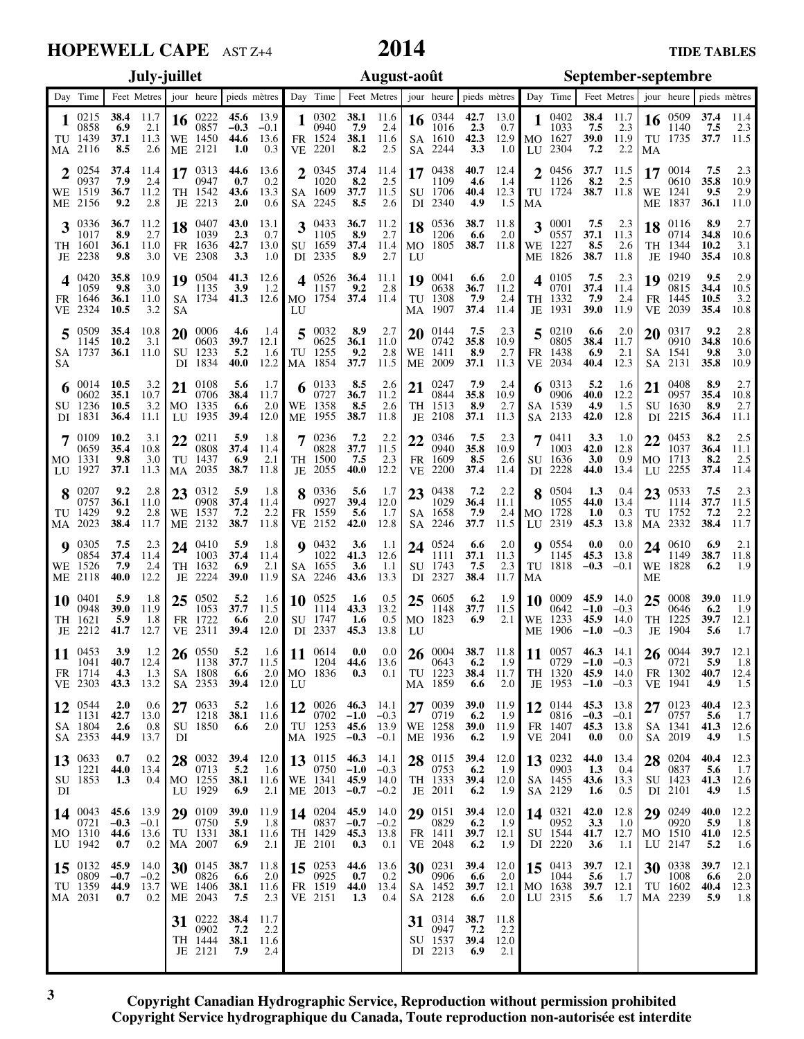# HOPEWELL CAPE AST Z+4 — 2014 — TIDE TABLES

## July-juillet

| Day / jour | | Time / heure | Feet / pieds | Metres / mètres |
|---|---|---|---|---|
| 1 | TU MA | 0215 | **38.4** | 11.7 |
| | | 0858 | **6.9** | 2.1 |
| | | 1439 | **37.1** | 11.3 |
| | | 2116 | **8.5** | 2.6 |
| 2 | WE ME | 0254 | **37.4** | 11.4 |
| | | 0937 | **7.9** | 2.4 |
| | | 1519 | **36.7** | 11.2 |
| | | 2156 | **9.2** | 2.8 |
| 3 | TH JE | 0336 | **36.7** | 11.2 |
| | | 1017 | **8.9** | 2.7 |
| | | 1601 | **36.1** | 11.0 |
| | | 2238 | **9.8** | 3.0 |
| 4 | FR VE | 0420 | **35.8** | 10.9 |
| | | 1059 | **9.8** | 3.0 |
| | | 1646 | **36.1** | 11.0 |
| | | 2324 | **10.5** | 3.2 |
| 5 | SA SA | 0509 | **35.4** | 10.8 |
| | | 1145 | **10.2** | 3.1 |
| | | 1737 | **36.1** | 11.0 |
| 6 | SU DI | 0014 | **10.5** | 3.2 |
| | | 0602 | **35.1** | 10.7 |
| | | 1236 | **10.5** | 3.2 |
| | | 1831 | **36.4** | 11.1 |
| 7 | MO LU | 0109 | **10.2** | 3.1 |
| | | 0659 | **35.4** | 10.8 |
| | | 1331 | **9.8** | 3.0 |
| | | 1927 | **37.1** | 11.3 |
| 8 | TU MA | 0207 | **9.2** | 2.8 |
| | | 0757 | **36.1** | 11.0 |
| | | 1429 | **9.2** | 2.8 |
| | | 2023 | **38.4** | 11.7 |
| 9 | WE ME | 0305 | **7.5** | 2.3 |
| | | 0854 | **37.4** | 11.4 |
| | | 1526 | **7.9** | 2.4 |
| | | 2118 | **40.0** | 12.2 |
| 10 | TH JE | 0401 | **5.9** | 1.8 |
| | | 0948 | **39.0** | 11.9 |
| | | 1621 | **5.9** | 1.8 |
| | | 2212 | **41.7** | 12.7 |
| 11 | FR VE | 0453 | **3.9** | 1.2 |
| | | 1041 | **40.7** | 12.4 |
| | | 1714 | **4.3** | 1.3 |
| | | 2303 | **43.3** | 13.2 |
| 12 | SA SA | 0544 | **2.0** | 0.6 |
| | | 1131 | **42.7** | 13.0 |
| | | 1804 | **2.6** | 0.8 |
| | | 2353 | **44.9** | 13.7 |
| 13 | SU DI | 0633 | **0.7** | 0.2 |
| | | 1221 | **44.0** | 13.4 |
| | | 1853 | **1.3** | 0.4 |
| 14 | MO LU | 0043 | **45.6** | 13.9 |
| | | 0721 | **−0.3** | −0.1 |
| | | 1310 | **44.6** | 13.6 |
| | | 1942 | **0.7** | 0.2 |
| 15 | TU MA | 0132 | **45.9** | 14.0 |
| | | 0809 | **−0.7** | −0.2 |
| | | 1359 | **44.9** | 13.7 |
| | | 2031 | **0.7** | 0.2 |
| 16 | WE ME | 0222 | **45.6** | 13.9 |
| | | 0857 | **−0.3** | −0.1 |
| | | 1450 | **44.6** | 13.6 |
| | | 2121 | **1.0** | 0.3 |
| 17 | TH JE | 0313 | **44.6** | 13.6 |
| | | 0947 | **0.7** | 0.2 |
| | | 1542 | **43.6** | 13.3 |
| | | 2213 | **2.0** | 0.6 |
| 18 | FR VE | 0407 | **43.0** | 13.1 |
| | | 1039 | **2.3** | 0.7 |
| | | 1636 | **42.7** | 13.0 |
| | | 2308 | **3.3** | 1.0 |
| 19 | SA SA | 0504 | **41.3** | 12.6 |
| | | 1135 | **3.9** | 1.2 |
| | | 1734 | **41.3** | 12.6 |
| 20 | SU DI | 0006 | **4.6** | 1.4 |
| | | 0603 | **39.7** | 12.1 |
| | | 1233 | **5.2** | 1.6 |
| | | 1834 | **40.0** | 12.2 |
| 21 | MO LU | 0108 | **5.6** | 1.7 |
| | | 0706 | **38.4** | 11.7 |
| | | 1335 | **6.6** | 2.0 |
| | | 1935 | **39.4** | 12.0 |
| 22 | TU MA | 0211 | **5.9** | 1.8 |
| | | 0808 | **37.4** | 11.4 |
| | | 1437 | **6.9** | 2.1 |
| | | 2035 | **38.7** | 11.8 |
| 23 | WE ME | 0312 | **5.9** | 1.8 |
| | | 0908 | **37.4** | 11.4 |
| | | 1537 | **7.2** | 2.2 |
| | | 2132 | **38.7** | 11.8 |
| 24 | TH JE | 0410 | **5.9** | 1.8 |
| | | 1003 | **37.4** | 11.4 |
| | | 1632 | **6.9** | 2.1 |
| | | 2224 | **39.0** | 11.9 |
| 25 | FR VE | 0502 | **5.2** | 1.6 |
| | | 1053 | **37.7** | 11.5 |
| | | 1722 | **6.6** | 2.0 |
| | | 2311 | **39.4** | 12.0 |
| 26 | SA SA | 0550 | **5.2** | 1.6 |
| | | 1138 | **37.7** | 11.5 |
| | | 1808 | **6.6** | 2.0 |
| | | 2353 | **39.4** | 12.0 |
| 27 | SU DI | 0633 | **5.2** | 1.6 |
| | | 1218 | **38.1** | 11.6 |
| | | 1850 | **6.6** | 2.0 |
| 28 | MO LU | 0032 | **39.4** | 12.0 |
| | | 0713 | **5.2** | 1.6 |
| | | 1255 | **38.1** | 11.6 |
| | | 1929 | **6.9** | 2.1 |
| 29 | TU MA | 0109 | **39.0** | 11.9 |
| | | 0750 | **5.9** | 1.8 |
| | | 1331 | **38.1** | 11.6 |
| | | 2007 | **6.9** | 2.1 |
| 30 | WE ME | 0145 | **38.7** | 11.8 |
| | | 0826 | **6.6** | 2.0 |
| | | 1406 | **38.1** | 11.6 |
| | | 2043 | **7.5** | 2.3 |
| 31 | TH JE | 0222 | **38.4** | 11.7 |
| | | 0902 | **7.2** | 2.2 |
| | | 1444 | **38.1** | 11.6 |
| | | 2121 | **7.9** | 2.4 |

## August-août

| Day / jour | | Time / heure | Feet / pieds | Metres / mètres |
|---|---|---|---|---|
| 1 | FR VE | 0302 | **38.1** | 11.6 |
| | | 0940 | **7.9** | 2.4 |
| | | 1524 | **38.1** | 11.6 |
| | | 2201 | **8.2** | 2.5 |
| 2 | SA SA | 0345 | **37.4** | 11.4 |
| | | 1020 | **8.2** | 2.5 |
| | | 1609 | **37.7** | 11.5 |
| | | 2245 | **8.5** | 2.6 |
| 3 | SU DI | 0433 | **36.7** | 11.2 |
| | | 1105 | **8.9** | 2.7 |
| | | 1659 | **37.4** | 11.4 |
| | | 2335 | **8.9** | 2.7 |
| 4 | MO LU | 0526 | **36.4** | 11.1 |
| | | 1157 | **9.2** | 2.8 |
| | | 1754 | **37.4** | 11.4 |
| 5 | TU MA | 0032 | **8.9** | 2.7 |
| | | 0625 | **36.1** | 11.0 |
| | | 1255 | **9.2** | 2.8 |
| | | 1854 | **37.7** | 11.5 |
| 6 | WE ME | 0133 | **8.5** | 2.6 |
| | | 0727 | **36.7** | 11.2 |
| | | 1358 | **8.5** | 2.6 |
| | | 1955 | **38.7** | 11.8 |
| 7 | TH JE | 0236 | **7.2** | 2.2 |
| | | 0828 | **37.7** | 11.5 |
| | | 1500 | **7.5** | 2.3 |
| | | 2055 | **40.0** | 12.2 |
| 8 | FR VE | 0336 | **5.6** | 1.7 |
| | | 0927 | **39.4** | 12.0 |
| | | 1559 | **5.6** | 1.7 |
| | | 2152 | **42.0** | 12.8 |
| 9 | SA SA | 0432 | **3.6** | 1.1 |
| | | 1022 | **41.3** | 12.6 |
| | | 1655 | **3.6** | 1.1 |
| | | 2246 | **43.6** | 13.3 |
| 10 | SU DI | 0525 | **1.6** | 0.5 |
| | | 1114 | **43.3** | 13.2 |
| | | 1747 | **1.6** | 0.5 |
| | | 2337 | **45.3** | 13.8 |
| 11 | MO LU | 0614 | **0.0** | 0.0 |
| | | 1204 | **44.6** | 13.6 |
| | | 1836 | **0.3** | 0.1 |
| 12 | TU MA | 0026 | **46.3** | 14.1 |
| | | 0702 | **−1.0** | −0.3 |
| | | 1253 | **45.6** | 13.9 |
| | | 1925 | **−0.3** | −0.1 |
| 13 | WE ME | 0115 | **46.3** | 14.1 |
| | | 0750 | **−1.0** | −0.3 |
| | | 1341 | **45.9** | 14.0 |
| | | 2013 | **−0.7** | −0.2 |
| 14 | TH JE | 0204 | **45.9** | 14.0 |
| | | 0837 | **−0.7** | −0.2 |
| | | 1429 | **45.3** | 13.8 |
| | | 2101 | **0.3** | 0.1 |
| 15 | FR VE | 0253 | **44.6** | 13.6 |
| | | 0925 | **0.7** | 0.2 |
| | | 1519 | **44.0** | 13.4 |
| | | 2151 | **1.3** | 0.4 |
| 16 | SA SA | 0344 | **42.7** | 13.0 |
| | | 1016 | **2.3** | 0.7 |
| | | 1610 | **42.3** | 12.9 |
| | | 2244 | **3.3** | 1.0 |
| 17 | SU DI | 0438 | **40.7** | 12.4 |
| | | 1109 | **4.6** | 1.4 |
| | | 1706 | **40.4** | 12.3 |
| | | 2340 | **4.9** | 1.5 |
| 18 | MO LU | 0536 | **38.7** | 11.8 |
| | | 1206 | **6.6** | 2.0 |
| | | 1805 | **38.7** | 11.8 |
| 19 | TU MA | 0041 | **6.6** | 2.0 |
| | | 0638 | **36.7** | 11.2 |
| | | 1308 | **7.9** | 2.4 |
| | | 1907 | **37.4** | 11.4 |
| 20 | WE ME | 0144 | **7.5** | 2.3 |
| | | 0742 | **35.8** | 10.9 |
| | | 1411 | **8.9** | 2.7 |
| | | 2009 | **37.1** | 11.3 |
| 21 | TH JE | 0247 | **7.9** | 2.4 |
| | | 0844 | **35.8** | 10.9 |
| | | 1513 | **8.9** | 2.7 |
| | | 2108 | **37.1** | 11.3 |
| 22 | FR VE | 0346 | **7.5** | 2.3 |
| | | 0940 | **35.8** | 10.9 |
| | | 1609 | **8.5** | 2.6 |
| | | 2200 | **37.4** | 11.4 |
| 23 | SA SA | 0438 | **7.2** | 2.2 |
| | | 1029 | **36.4** | 11.1 |
| | | 1658 | **7.9** | 2.4 |
| | | 2246 | **37.7** | 11.5 |
| 24 | SU DI | 0524 | **6.6** | 2.0 |
| | | 1111 | **37.1** | 11.3 |
| | | 1743 | **7.5** | 2.3 |
| | | 2327 | **38.4** | 11.7 |
| 25 | MO LU | 0605 | **6.2** | 1.9 |
| | | 1148 | **37.7** | 11.5 |
| | | 1823 | **6.9** | 2.1 |
| 26 | TU MA | 0004 | **38.7** | 11.8 |
| | | 0643 | **6.2** | 1.9 |
| | | 1223 | **38.4** | 11.7 |
| | | 1859 | **6.6** | 2.0 |
| 27 | WE ME | 0039 | **39.0** | 11.9 |
| | | 0719 | **6.2** | 1.9 |
| | | 1258 | **39.0** | 11.9 |
| | | 1936 | **6.2** | 1.9 |
| 28 | TH JE | 0115 | **39.4** | 12.0 |
| | | 0753 | **6.2** | 1.9 |
| | | 1333 | **39.4** | 12.0 |
| | | 2011 | **6.2** | 1.9 |
| 29 | FR VE | 0151 | **39.4** | 12.0 |
| | | 0829 | **6.2** | 1.9 |
| | | 1411 | **39.7** | 12.1 |
| | | 2048 | **6.2** | 1.9 |
| 30 | SA SA | 0231 | **39.4** | 12.0 |
| | | 0906 | **6.6** | 2.0 |
| | | 1452 | **39.7** | 12.1 |
| | | 2128 | **6.6** | 2.0 |
| 31 | SU DI | 0314 | **38.7** | 11.8 |
| | | 0947 | **7.2** | 2.2 |
| | | 1537 | **39.4** | 12.0 |
| | | 2213 | **6.9** | 2.1 |

## September-septembre

| Day / jour | | Time / heure | Feet / pieds | Metres / mètres |
|---|---|---|---|---|
| 1 | MO LU | 0402 | **38.4** | 11.7 |
| | | 1033 | **7.5** | 2.3 |
| | | 1627 | **39.0** | 11.9 |
| | | 2304 | **7.2** | 2.2 |
| 2 | TU MA | 0456 | **37.7** | 11.5 |
| | | 1126 | **8.2** | 2.5 |
| | | 1724 | **38.7** | 11.8 |
| 3 | WE ME | 0001 | **7.5** | 2.3 |
| | | 0557 | **37.1** | 11.3 |
| | | 1227 | **8.5** | 2.6 |
| | | 1826 | **38.7** | 11.8 |
| 4 | TH JE | 0105 | **7.5** | 2.3 |
| | | 0701 | **37.4** | 11.4 |
| | | 1332 | **7.9** | 2.4 |
| | | 1931 | **39.0** | 11.9 |
| 5 | FR VE | 0210 | **6.6** | 2.0 |
| | | 0805 | **38.4** | 11.7 |
| | | 1438 | **6.9** | 2.1 |
| | | 2034 | **40.4** | 12.3 |
| 6 | SA SA | 0313 | **5.2** | 1.6 |
| | | 0906 | **40.0** | 12.2 |
| | | 1539 | **4.9** | 1.5 |
| | | 2133 | **42.0** | 12.8 |
| 7 | SU DI | 0411 | **3.3** | 1.0 |
| | | 1003 | **42.0** | 12.8 |
| | | 1636 | **3.0** | 0.9 |
| | | 2228 | **44.0** | 13.4 |
| 8 | MO LU | 0504 | **1.3** | 0.4 |
| | | 1055 | **44.0** | 13.4 |
| | | 1728 | **1.0** | 0.3 |
| | | 2319 | **45.3** | 13.8 |
| 9 | TU MA | 0554 | **0.0** | 0.0 |
| | | 1145 | **45.3** | 13.8 |
| | | 1818 | **−0.3** | −0.1 |
| 10 | WE ME | 0009 | **45.9** | 14.0 |
| | | 0642 | **−1.0** | −0.3 |
| | | 1233 | **45.9** | 14.0 |
| | | 1906 | **−1.0** | −0.3 |
| 11 | TH JE | 0057 | **46.3** | 14.1 |
| | | 0729 | **−1.0** | −0.3 |
| | | 1320 | **45.9** | 14.0 |
| | | 1953 | **−1.0** | −0.3 |
| 12 | FR VE | 0144 | **45.3** | 13.8 |
| | | 0816 | **−0.3** | −0.1 |
| | | 1407 | **45.3** | 13.8 |
| | | 2041 | **0.0** | 0.0 |
| 13 | SA SA | 0232 | **44.0** | 13.4 |
| | | 0903 | **1.3** | 0.4 |
| | | 1455 | **43.6** | 13.3 |
| | | 2129 | **1.6** | 0.5 |
| 14 | SU DI | 0321 | **42.0** | 12.8 |
| | | 0952 | **3.3** | 1.0 |
| | | 1544 | **41.7** | 12.7 |
| | | 2220 | **3.6** | 1.1 |
| 15 | MO LU | 0413 | **39.7** | 12.1 |
| | | 1044 | **5.6** | 1.7 |
| | | 1638 | **39.7** | 12.1 |
| | | 2315 | **5.6** | 1.7 |
| 16 | TU MA | 0509 | **37.4** | 11.4 |
| | | 1140 | **7.5** | 2.3 |
| | | 1735 | **37.7** | 11.5 |
| 17 | WE ME | 0014 | **7.5** | 2.3 |
| | | 0610 | **35.8** | 10.9 |
| | | 1241 | **9.5** | 2.9 |
| | | 1837 | **36.1** | 11.0 |
| 18 | TH JE | 0116 | **8.9** | 2.7 |
| | | 0714 | **34.8** | 10.6 |
| | | 1344 | **10.2** | 3.1 |
| | | 1940 | **35.4** | 10.8 |
| 19 | FR VE | 0219 | **9.5** | 2.9 |
| | | 0815 | **34.4** | 10.5 |
| | | 1445 | **10.5** | 3.2 |
| | | 2039 | **35.4** | 10.8 |
| 20 | SA SA | 0317 | **9.2** | 2.8 |
| | | 0910 | **34.8** | 10.6 |
| | | 1541 | **9.8** | 3.0 |
| | | 2131 | **35.8** | 10.9 |
| 21 | SU DI | 0408 | **8.9** | 2.7 |
| | | 0957 | **35.4** | 10.8 |
| | | 1630 | **8.9** | 2.7 |
| | | 2215 | **36.4** | 11.1 |
| 22 | MO LU | 0453 | **8.2** | 2.5 |
| | | 1037 | **36.4** | 11.1 |
| | | 1713 | **8.2** | 2.5 |
| | | 2255 | **37.4** | 11.4 |
| 23 | TU MA | 0533 | **7.5** | 2.3 |
| | | 1114 | **37.7** | 11.5 |
| | | 1752 | **7.2** | 2.2 |
| | | 2332 | **38.4** | 11.7 |
| 24 | WE ME | 0610 | **6.9** | 2.1 |
| | | 1149 | **38.7** | 11.8 |
| | | 1828 | **6.2** | 1.9 |
| 25 | TH JE | 0008 | **39.0** | 11.9 |
| | | 0646 | **6.2** | 1.9 |
| | | 1225 | **39.7** | 12.1 |
| | | 1904 | **5.6** | 1.7 |
| 26 | FR VE | 0044 | **39.7** | 12.1 |
| | | 0721 | **5.9** | 1.8 |
| | | 1302 | **40.7** | 12.4 |
| | | 1941 | **4.9** | 1.5 |
| 27 | SA SA | 0123 | **40.4** | 12.3 |
| | | 0757 | **5.6** | 1.7 |
| | | 1341 | **41.3** | 12.6 |
| | | 2019 | **4.9** | 1.5 |
| 28 | SU DI | 0204 | **40.4** | 12.3 |
| | | 0837 | **5.6** | 1.7 |
| | | 1423 | **41.3** | 12.6 |
| | | 2101 | **4.9** | 1.5 |
| 29 | MO LU | 0249 | **40.0** | 12.2 |
| | | 0920 | **5.9** | 1.8 |
| | | 1510 | **41.0** | 12.5 |
| | | 2147 | **5.2** | 1.6 |
| 30 | TU MA | 0338 | **39.7** | 12.1 |
| | | 1008 | **6.6** | 2.0 |
| | | 1602 | **40.4** | 12.3 |
| | | 2239 | **5.9** | 1.8 |

**Copyright Canadian Hydrographic Service, Reproduction without permission prohibited**
**Copyright Service hydrographique du Canada, Toute reproduction non-autorisée est interdite**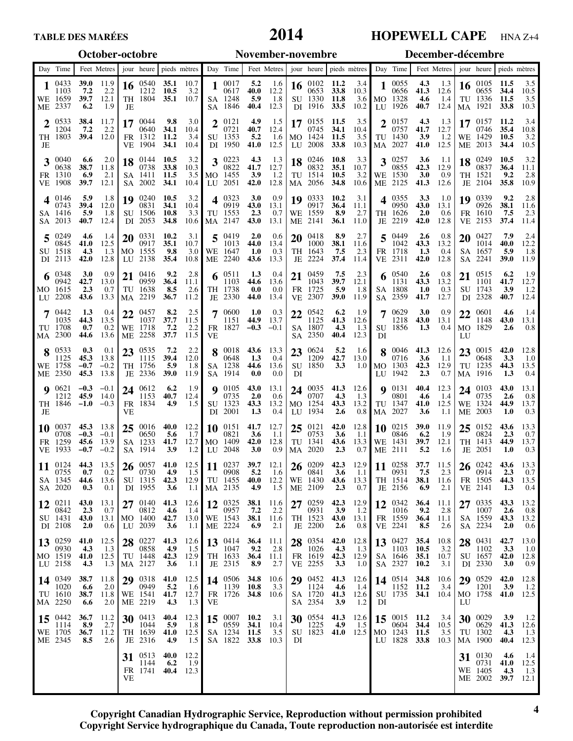# TABLE DES MARÉES — 2014 — HOPEWELL CAPE — HNA Z+4

## October-octobre

| Day | Time | Feet | Metres | jour | heure | pieds | mètres |
|---|---|---|---|---|---|---|---|
| 1 | 0433 | 39.0 | 11.9 | 16 | 0540 | 35.1 | 10.7 |
| | 1103 | 7.2 | 2.2 | | 1212 | 10.5 | 3.2 |
| WE | 1659 | 39.7 | 12.1 | TH | 1804 | 35.1 | 10.7 |
| ME | 2337 | 6.2 | 1.9 | JE | | | |
| 2 | 0533 | 38.4 | 11.7 | 17 | 0044 | 9.8 | 3.0 |
| | 1204 | 7.2 | 2.2 | | 0640 | 34.1 | 10.4 |
| TH | 1803 | 39.4 | 12.0 | FR | 1312 | 11.2 | 3.4 |
| JE | | | | VE | 1904 | 34.1 | 10.4 |
| 3 | 0040 | 6.6 | 2.0 | 18 | 0144 | 10.5 | 3.2 |
| | 0638 | 38.7 | 11.8 | | 0738 | 33.8 | 10.3 |
| FR | 1310 | 6.9 | 2.1 | SA | 1411 | 11.5 | 3.5 |
| VE | 1908 | 39.7 | 12.1 | SA | 2002 | 34.1 | 10.4 |
| 4 | 0146 | 5.9 | 1.8 | 19 | 0240 | 10.5 | 3.2 |
| | 0743 | 39.4 | 12.0 | | 0831 | 34.1 | 10.4 |
| SA | 1416 | 5.9 | 1.8 | SU | 1506 | 10.8 | 3.3 |
| SA | 2013 | 40.7 | 12.4 | DI | 2053 | 34.8 | 10.6 |
| 5 | 0249 | 4.6 | 1.4 | 20 | 0331 | 10.2 | 3.1 |
| | 0845 | 41.0 | 12.5 | | 0917 | 35.1 | 10.7 |
| SU | 1518 | 4.3 | 1.3 | MO | 1555 | 9.8 | 3.0 |
| DI | 2113 | 42.0 | 12.8 | LU | 2138 | 35.4 | 10.8 |
| 6 | 0348 | 3.0 | 0.9 | 21 | 0416 | 9.2 | 2.8 |
| | 0942 | 42.7 | 13.0 | | 0959 | 36.4 | 11.1 |
| MO | 1615 | 2.3 | 0.7 | TU | 1638 | 8.5 | 2.6 |
| LU | 2208 | 43.6 | 13.3 | MA | 2219 | 36.7 | 11.2 |
| 7 | 0442 | 1.3 | 0.4 | 22 | 0457 | 8.2 | 2.5 |
| | 1035 | 44.3 | 13.5 | | 1037 | 37.7 | 11.5 |
| TU | 1708 | 0.7 | 0.2 | WE | 1718 | 7.2 | 2.2 |
| MA | 2300 | 44.6 | 13.6 | ME | 2258 | 37.7 | 11.5 |
| 8 | 0533 | 0.3 | 0.1 | 23 | 0535 | 7.2 | 2.2 |
| | 1125 | 45.3 | 13.8 | | 1115 | 39.4 | 12.0 |
| WE | 1758 | −0.7 | −0.2 | TH | 1756 | 5.9 | 1.8 |
| ME | 2350 | 45.3 | 13.8 | JE | 2336 | 39.0 | 11.9 |
| 9 | 0621 | −0.3 | −0.1 | 24 | 0612 | 6.2 | 1.9 |
| | 1212 | 45.9 | 14.0 | | 1153 | 40.7 | 12.4 |
| TH | 1846 | −1.0 | −0.3 | FR | 1834 | 4.9 | 1.5 |
| JE | | | | VE | | | |
| 10 | 0037 | 45.3 | 13.8 | 25 | 0016 | 40.0 | 12.2 |
| | 0708 | −0.3 | −0.1 | | 0650 | 5.6 | 1.7 |
| FR | 1259 | 45.6 | 13.9 | SA | 1233 | 41.7 | 12.7 |
| VE | 1933 | −0.7 | −0.2 | SA | 1914 | 3.9 | 1.2 |
| 11 | 0124 | 44.3 | 13.5 | 26 | 0057 | 41.0 | 12.5 |
| | 0755 | 0.7 | 0.2 | | 0730 | 4.9 | 1.5 |
| SA | 1345 | 44.6 | 13.6 | SU | 1315 | 42.3 | 12.9 |
| SA | 2020 | 0.3 | 0.1 | DI | 1955 | 3.6 | 1.1 |
| 12 | 0211 | 43.0 | 13.1 | 27 | 0140 | 41.3 | 12.6 |
| | 0842 | 2.3 | 0.7 | | 0812 | 4.6 | 1.4 |
| SU | 1431 | 43.0 | 13.1 | MO | 1400 | 42.7 | 13.0 |
| DI | 2108 | 2.0 | 0.6 | LU | 2039 | 3.6 | 1.1 |
| 13 | 0259 | 41.0 | 12.5 | 28 | 0227 | 41.3 | 12.6 |
| | 0930 | 4.3 | 1.3 | | 0858 | 4.9 | 1.5 |
| MO | 1519 | 41.0 | 12.5 | TU | 1448 | 42.3 | 12.9 |
| LU | 2158 | 4.3 | 1.3 | MA | 2127 | 3.6 | 1.1 |
| 14 | 0349 | 38.7 | 11.8 | 29 | 0318 | 41.0 | 12.5 |
| | 1020 | 6.6 | 2.0 | | 0949 | 5.2 | 1.6 |
| TU | 1610 | 38.7 | 11.8 | WE | 1541 | 41.7 | 12.7 |
| MA | 2250 | 6.6 | 2.0 | ME | 2219 | 4.3 | 1.3 |
| 15 | 0442 | 36.7 | 11.2 | 30 | 0413 | 40.4 | 12.3 |
| | 1114 | 8.9 | 2.7 | | 1044 | 5.9 | 1.8 |
| WE | 1705 | 36.7 | 11.2 | TH | 1639 | 41.0 | 12.5 |
| ME | 2345 | 8.5 | 2.6 | JE | 2316 | 4.9 | 1.5 |
| | | | | 31 | 0513 | 40.0 | 12.2 |
| | | | | | 1144 | 6.2 | 1.9 |
| | | | | FR | 1741 | 40.4 | 12.3 |
| | | | | VE | | | |

## November-novembre

| Day | Time | Feet | Metres | jour | heure | pieds | mètres |
|---|---|---|---|---|---|---|---|
| 1 | 0017 | 5.2 | 1.6 | 16 | 0102 | 11.2 | 3.4 |
| | 0617 | 40.0 | 12.2 | | 0653 | 33.8 | 10.3 |
| SA | 1248 | 5.9 | 1.8 | SU | 1330 | 11.8 | 3.6 |
| SA | 1846 | 40.4 | 12.3 | DI | 1916 | 33.5 | 10.2 |
| 2 | 0121 | 4.9 | 1.5 | 17 | 0155 | 11.5 | 3.5 |
| | 0721 | 40.7 | 12.4 | | 0745 | 34.1 | 10.4 |
| SU | 1353 | 5.2 | 1.6 | MO | 1424 | 11.5 | 3.5 |
| DI | 1950 | 41.0 | 12.5 | LU | 2008 | 33.8 | 10.3 |
| 3 | 0223 | 4.3 | 1.3 | 18 | 0246 | 10.8 | 3.3 |
| | 0822 | 41.7 | 12.7 | | 0832 | 35.1 | 10.7 |
| MO | 1455 | 3.9 | 1.2 | TU | 1514 | 10.5 | 3.2 |
| LU | 2051 | 42.0 | 12.8 | MA | 2056 | 34.8 | 10.6 |
| 4 | 0323 | 3.0 | 0.9 | 19 | 0333 | 10.2 | 3.1 |
| | 0919 | 43.0 | 13.1 | | 0917 | 36.4 | 11.1 |
| TU | 1553 | 2.3 | 0.7 | WE | 1559 | 8.9 | 2.7 |
| MA | 2147 | 43.0 | 13.1 | ME | 2141 | 36.1 | 11.0 |
| 5 | 0419 | 2.0 | 0.6 | 20 | 0418 | 8.9 | 2.7 |
| | 1013 | 44.0 | 13.4 | | 1000 | 38.1 | 11.6 |
| WE | 1647 | 1.0 | 0.3 | TH | 1643 | 7.5 | 2.3 |
| ME | 2240 | 43.6 | 13.3 | JE | 2224 | 37.4 | 11.4 |
| 6 | 0511 | 1.3 | 0.4 | 21 | 0459 | 7.5 | 2.3 |
| | 1103 | 44.6 | 13.6 | | 1043 | 39.7 | 12.1 |
| TH | 1738 | 0.0 | 0.0 | FR | 1725 | 5.9 | 1.8 |
| JE | 2330 | 44.0 | 13.4 | VE | 2307 | 39.0 | 11.9 |
| 7 | 0600 | 1.0 | 0.3 | 22 | 0542 | 6.2 | 1.9 |
| | 1151 | 44.9 | 13.7 | | 1125 | 41.3 | 12.6 |
| FR | 1827 | −0.3 | −0.1 | SA | 1807 | 4.3 | 1.3 |
| VE | | | | SA | 2350 | 40.4 | 12.3 |
| 8 | 0018 | 43.6 | 13.3 | 23 | 0624 | 5.2 | 1.6 |
| | 0648 | 1.3 | 0.4 | | 1209 | 42.7 | 13.0 |
| SA | 1238 | 44.6 | 13.6 | SU | 1850 | 3.3 | 1.0 |
| SA | 1914 | 0.0 | 0.0 | DI | | | |
| 9 | 0105 | 43.0 | 13.1 | 24 | 0035 | 41.3 | 12.6 |
| | 0735 | 2.0 | 0.6 | | 0707 | 4.3 | 1.3 |
| SU | 1323 | 43.3 | 13.2 | MO | 1254 | 43.3 | 13.2 |
| DI | 2001 | 1.3 | 0.4 | LU | 1934 | 2.6 | 0.8 |
| 10 | 0151 | 41.7 | 12.7 | 25 | 0121 | 42.0 | 12.8 |
| | 0821 | 3.6 | 1.1 | | 0753 | 3.6 | 1.1 |
| MO | 1409 | 42.0 | 12.8 | TU | 1341 | 43.6 | 13.3 |
| LU | 2048 | 3.0 | 0.9 | MA | 2020 | 2.3 | 0.7 |
| 11 | 0237 | 39.7 | 12.1 | 26 | 0209 | 42.3 | 12.9 |
| | 0908 | 5.2 | 1.6 | | 0841 | 3.6 | 1.1 |
| TU | 1455 | 40.0 | 12.2 | WE | 1430 | 43.6 | 13.3 |
| MA | 2135 | 4.9 | 1.5 | ME | 2109 | 2.3 | 0.7 |
| 12 | 0325 | 38.1 | 11.6 | 27 | 0259 | 42.3 | 12.9 |
| | 0957 | 7.2 | 2.2 | | 0931 | 3.9 | 1.2 |
| WE | 1543 | 38.1 | 11.6 | TH | 1523 | 43.0 | 13.1 |
| ME | 2224 | 6.9 | 2.1 | JE | 2200 | 2.6 | 0.8 |
| 13 | 0414 | 36.4 | 11.1 | 28 | 0354 | 42.0 | 12.8 |
| | 1047 | 9.2 | 2.8 | | 1026 | 4.3 | 1.3 |
| TH | 1633 | 36.4 | 11.1 | FR | 1619 | 42.3 | 12.9 |
| JE | 2315 | 8.9 | 2.7 | VE | 2255 | 3.3 | 1.0 |
| 14 | 0506 | 34.8 | 10.6 | 29 | 0452 | 41.3 | 12.6 |
| | 1139 | 10.8 | 3.3 | | 1124 | 4.6 | 1.4 |
| FR | 1726 | 34.8 | 10.6 | SA | 1720 | 41.3 | 12.6 |
| VE | | | | SA | 2354 | 3.9 | 1.2 |
| 15 | 0007 | 10.2 | 3.1 | 30 | 0554 | 41.3 | 12.6 |
| | 0559 | 34.1 | 10.4 | | 1225 | 4.9 | 1.5 |
| SA | 1234 | 11.5 | 3.5 | SU | 1823 | 41.0 | 12.5 |
| SA | 1822 | 33.8 | 10.3 | DI | | | |

## December-décembre

| Day | Time | Feet | Metres | jour | heure | pieds | mètres |
|---|---|---|---|---|---|---|---|
| 1 | 0055 | 4.3 | 1.3 | 16 | 0105 | 11.5 | 3.5 |
| | 0656 | 41.3 | 12.6 | | 0655 | 34.4 | 10.5 |
| MO | 1328 | 4.6 | 1.4 | TU | 1336 | 11.5 | 3.5 |
| LU | 1926 | 40.7 | 12.4 | MA | 1921 | 33.8 | 10.3 |
| 2 | 0157 | 4.3 | 1.3 | 17 | 0157 | 11.2 | 3.4 |
| | 0757 | 41.7 | 12.7 | | 0746 | 35.4 | 10.8 |
| TU | 1430 | 3.9 | 1.2 | WE | 1429 | 10.5 | 3.2 |
| MA | 2027 | 41.0 | 12.5 | ME | 2013 | 34.4 | 10.5 |
| 3 | 0257 | 3.6 | 1.1 | 18 | 0249 | 10.5 | 3.2 |
| | 0855 | 42.3 | 12.9 | | 0837 | 36.4 | 11.1 |
| WE | 1530 | 3.0 | 0.9 | TH | 1521 | 9.2 | 2.8 |
| ME | 2125 | 41.3 | 12.6 | JE | 2104 | 35.8 | 10.9 |
| 4 | 0355 | 3.3 | 1.0 | 19 | 0339 | 9.2 | 2.8 |
| | 0950 | 43.0 | 13.1 | | 0926 | 38.1 | 11.6 |
| TH | 1626 | 2.0 | 0.6 | FR | 1610 | 7.5 | 2.3 |
| JE | 2219 | 42.0 | 12.8 | VE | 2153 | 37.4 | 11.4 |
| 5 | 0449 | 2.6 | 0.8 | 20 | 0427 | 7.9 | 2.4 |
| | 1042 | 43.3 | 13.2 | | 1014 | 40.0 | 12.2 |
| FR | 1718 | 1.3 | 0.4 | SA | 1657 | 5.9 | 1.8 |
| VE | 2311 | 42.0 | 12.8 | SA | 2241 | 39.0 | 11.9 |
| 6 | 0540 | 2.6 | 0.8 | 21 | 0515 | 6.2 | 1.9 |
| | 1131 | 43.3 | 13.2 | | 1101 | 41.7 | 12.7 |
| SA | 1808 | 1.0 | 0.3 | SU | 1743 | 3.9 | 1.2 |
| SA | 2359 | 41.7 | 12.7 | DI | 2328 | 40.7 | 12.4 |
| 7 | 0629 | 3.0 | 0.9 | 22 | 0601 | 4.6 | 1.4 |
| | 1218 | 43.0 | 13.1 | | 1148 | 43.0 | 13.1 |
| SU | 1856 | 1.3 | 0.4 | MO | 1829 | 2.6 | 0.8 |
| DI | | | | LU | | | |
| 8 | 0046 | 41.3 | 12.6 | 23 | 0015 | 42.0 | 12.8 |
| | 0716 | 3.6 | 1.1 | | 0648 | 3.3 | 1.0 |
| MO | 1303 | 42.3 | 12.9 | TU | 1235 | 44.3 | 13.5 |
| LU | 1942 | 2.3 | 0.7 | MA | 1916 | 1.3 | 0.4 |
| 9 | 0131 | 40.4 | 12.3 | 24 | 0103 | 43.0 | 13.1 |
| | 0801 | 4.6 | 1.4 | | 0735 | 2.6 | 0.8 |
| TU | 1347 | 41.0 | 12.5 | WE | 1324 | 44.9 | 13.7 |
| MA | 2027 | 3.6 | 1.1 | ME | 2003 | 1.0 | 0.3 |
| 10 | 0215 | 39.0 | 11.9 | 25 | 0152 | 43.6 | 13.3 |
| | 0846 | 6.2 | 1.9 | | 0824 | 2.3 | 0.7 |
| WE | 1431 | 39.7 | 12.1 | TH | 1413 | 44.9 | 13.7 |
| ME | 2111 | 5.2 | 1.6 | JE | 2051 | 1.0 | 0.3 |
| 11 | 0258 | 37.7 | 11.5 | 26 | 0242 | 43.6 | 13.3 |
| | 0931 | 7.5 | 2.3 | | 0914 | 2.3 | 0.7 |
| TH | 1514 | 38.1 | 11.6 | FR | 1505 | 44.3 | 13.5 |
| JE | 2156 | 6.9 | 2.1 | VE | 2141 | 1.3 | 0.4 |
| 12 | 0342 | 36.4 | 11.1 | 27 | 0335 | 43.3 | 13.2 |
| | 1016 | 9.2 | 2.8 | | 1007 | 2.6 | 0.8 |
| FR | 1559 | 36.4 | 11.1 | SA | 1559 | 43.3 | 13.2 |
| VE | 2241 | 8.5 | 2.6 | SA | 2234 | 2.0 | 0.6 |
| 13 | 0427 | 35.4 | 10.8 | 28 | 0431 | 42.7 | 13.0 |
| | 1103 | 10.5 | 3.2 | | 1102 | 3.3 | 1.0 |
| SA | 1646 | 35.1 | 10.7 | SU | 1657 | 42.0 | 12.8 |
| SA | 2327 | 10.2 | 3.1 | DI | 2330 | 3.0 | 0.9 |
| 14 | 0514 | 34.8 | 10.6 | 29 | 0529 | 42.0 | 12.8 |
| | 1152 | 11.2 | 3.4 | | 1201 | 3.9 | 1.2 |
| SU | 1735 | 34.1 | 10.4 | MO | 1758 | 41.0 | 12.5 |
| DI | | | | LU | | | |
| 15 | 0015 | 11.2 | 3.4 | 30 | 0029 | 3.9 | 1.2 |
| | 0604 | 34.4 | 10.5 | | 0629 | 41.3 | 12.6 |
| MO | 1243 | 11.5 | 3.5 | TU | 1302 | 4.3 | 1.3 |
| LU | 1828 | 33.8 | 10.3 | MA | 1900 | 40.4 | 12.3 |
| | | | | 31 | 0130 | 4.6 | 1.4 |
| | | | | | 0731 | 41.0 | 12.5 |
| | | | | WE | 1405 | 4.3 | 1.3 |
| | | | | ME | 2002 | 39.7 | 12.1 |

**Copyright Canadian Hydrographic Service, Reproduction without permission prohibited**
**Copyright Service hydrographique du Canada, Toute reproduction non-autorisée est interdite**